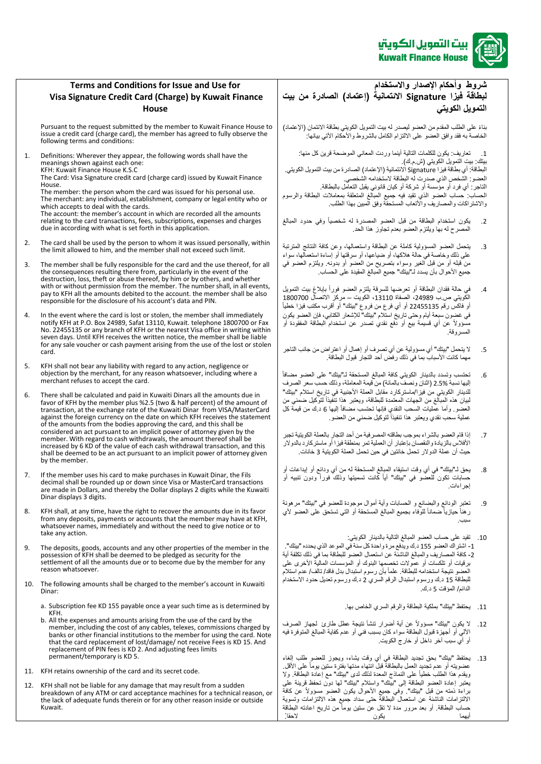# Terms and Conditions for Issue and Use for Visa Signature Credit Card (Charge) by Kuwait Finance House

Pursuant to the request submitted by the member to Kuwait Finance House to issue a credit card (charge card), the member has agreed to fully observe the following terms and conditions:

1. Definitions: Wherever they appear, the following words shall have the meanings shown against each one:
KFH: Kuwait Finance House K.S.C
The Card: Visa Signature credit card (charge card) issued by Kuwait Finance House.
The member: the person whom the card was issued for his personal use.
The merchant: any individual, establishment, company or legal entity who or which accepts to deal with the cards.
The account: the member's account in which are recorded all the amounts relating to the card transactions, fees, subscriptions, expenses and charges due in according with what is set forth in this application.

2. The card shall be used by the person to whom it was issued personally, within the limit allowed to him, and the member shall not exceed such limit.

3. The member shall be fully responsible for the card and the use thereof, for all the consequences resulting there from, particularly in the event of the destruction, loss, theft or abuse thereof, by him or by others, and whether with or without permission from the member. The number shall, in all events, pay to KFH all the amounts debited to the account. the member shall be also responsible for the disclosure of his account's data and PIN.

4. In the event where the card is lost or stolen, the member shall immediately notify KFH at P.O. Box 24989, Safat 13110, Kuwait. telephone 1800700 or Fax No. 22455135 or any branch of KFH or the nearest Visa office in writing within seven days. Until KFH receives the written notice, the member shall be liable for any sale voucher or cash payment arising from the use of the lost or stolen card.

5. KFH shall not bear any liability with regard to any action, negligence or objection by the merchant, for any reason whatsoever, including where a merchant refuses to accept the card.

6. There shall be calculated and paid in Kuwaiti Dinars all the amounts due in favor of KFH by the member plus %2.5 (two & half percent) of the amount of transaction, at the exchange rate of the Kuwaiti Dinar from VISA/MasterCard against the foreign currency on the date on which KFH receives the statement of the amounts from the bodies approving the card, and this shall be considered as an act pursuant to an implicit power of attorney given by the member. With regard to cash withdrawals, the amount thereof shall be increased by 6 KD of the value of each cash withdrawal transaction, and this shall be deemed to be an act pursuant to an implicit power of attorney given by the member.

7. If the member uses his card to make purchases in Kuwait Dinar, the Fils decimal shall be rounded up or down since Visa or MasterCard transactions are made in Dollars, and thereby the Dollar displays 2 digits while the Kuwaiti Dinar displays 3 digits.

8. KFH shall, at any time, have the right to recover the amounts due in its favor from any deposits, payments or accounts that the member may have at KFH, whatsoever names, immediately and without the need to give notice or to take any action.

9. The deposits, goods, accounts and any other properties of the member in the possession of KFH shall be deemed to be pledged as security for the settlement of all the amounts due or to become due by the member for any reason whatsoever.

10. The following amounts shall be charged to the member's account in Kuwaiti Dinar:
    a. Subscription fee KD 155 payable once a year such time as is determined by KFH.
    b. All the expenses and amounts arising from the use of the card by the member, including the cost of any cables, telexes, commissions charged by banks or other financial institutions to the member for using the card. Note that the card replacement of lost/damage/ not receive Fees is KD 15. And replacement of PIN fees is KD 2. And adjusting fees limits permanent/temporary is KD 5.

11. KFH retains ownership of the card and its secret code.

12. KFH shall not be liable for any damage that may result from a sudden breakdown of any ATM or card acceptance machines for a technical reason, or the lack of adequate funds therein or for any other reason inside or outside Kuwait.

# شروط وأحكام الإصدار والاستخدام لبطاقة فيزا Signature الائتمانية (إعتماد) الصادرة من بيت التمويل الكويتي

بناء على الطلب المقدم من العضو لبيت التمويل الكويتي ليصدر له بيت التمويل الكويتي بطاقة الائتمان (الإعتماد) الخاصة به فقد وافق العضو على الالتزام الكامل بالشروط والأحكام الآتي بيانها:

1. تعاريف: يكون للكلمات التالية أينما وردت المعاني الموضحة قرين كل منها:
بيتك: بيت التمويل الكويتي (ش.م.ك).
البطاقة: أي بطاقة فيزا Signature الائتمانية (الإعتماد) الصادرة من بيت التمويل الكويتي.
العضو: الشخص الذي صدرت له البطاقة لاستخدامه الشخصي.
التاجر: أي فرد أو مؤسسة أو شركة أو كيان قانوني يقبل التعامل بالبطاقة.
الحساب: حساب العضو الذي تقيد فيه جميع المبالغ المتعلقة بمعاملات البطاقة والرسوم والاشتراكات والمصاريف والأتعاب المستحقة وفق المبين بهذا الطلب.

2. يكون استخدام البطاقة من قبل العضو المصدرة له شخصياً وفي حدود المبالغ المصرح له بها ويلتزم العضو بعدم تجاوز هذا الحد.

3. يتحمل العضو المسؤولية كاملة عن البطاقة واستعمالها، وعن كافة النتائج المترتبة على ذلك وخاصة في حالة هلاكها، أو ضياعها، أو سرقتها أو إساءة استعمالها، سواء من قبله أو من قبل الغير وسواء بتصريح من العضو أو بدونه. ويلتزم العضو في جميع الأحوال بأن يسدد لـ"بيتك" جميع المبالغ المقيدة على الحساب.

4. في حالة فقدان البطاقة أو تعرضها للسرقة يلتزم العضو فوراً بإبلاغ بيت التمويل الكويتي ص.ب 24989، الصفاة 13110، الكويت – مركز الاتصال 1800700 أو فاكس رقم 22455135 أو أي فرع من فروع "بيتك" أو أقرب مكتب فيزا خطياً في غضون سبعة أيام وحتى تاريخ استلام "بيتك" للإشعار الكتابي، فإن العضو يكون مسؤولاً عن أي قسيمة بيع أو دفع نقدي تصدر عن استخدام البطاقة المفقودة أو المسروقة.

5. لا يتحمل "بيتك" أي مسؤولية عن أي تصرف أو إهمال أو اعتراض من جانب التاجر مهما كانت الأسباب بما في ذلك رفض أحد التجار قبول البطاقة.

6. تحتسب وتسدد بالدينار الكويتي كافة المبالغ المستحقة لـ"بيتك" على العضو مضافاً إليها نسبة 2.5% (اثنان ونصف بالمائة) من قيمة المعاملة، وذلك حسب سعر الصرف للدينار الكويتي من فيزا/ماستركارد مقابل العملة الأجنبية في تاريخ استلام "بيتك" لبيان هذه المبالغ من الجهات المعتمدة للبطاقة، ويعتبر هذا تنفيذاً لتوكيل ضمني من العضو. وأما عمليات السحب النقدي فإنها تحتسب مضافاً إليها 6 د.ك من قيمة كل عملية سحب نقدي ويعتبر هذا تنفيذاً لتوكيل ضمني من العضو.

7. إذا قام العضو بالشراء بموجب بطاقته المصرفية من أحد التجار بالعملة الكويتية تجبر الأفلاس بالزيادة والنقصان باعتبار أن العملية تمر بمنظمة فيزا أو ماستركارد بالدولار حيث أن عملة الدولار تحمل خانتين في حين تحمل العملة الكويتية 3 خانات.

8. يحق لـ"بيتك" في أي وقت استيفاء المبالغ المستحقة له من أي ودائع أو إيداعات أو حسابات تكون للعضو في "بيتك" أياً كانت تسميتها وذلك فوراً ودون تنبيه أو إجراءات.

9. تعتبر الودائع والبضائع و الحسابات وأية أموال موجودة للعضو في "بيتك" مرهونة رهناً حيازياً ضماناً للوفاء بجميع المبالغ المستحقة أو التي تستحق على العضو لأي سبب.

10. تقيد على حساب العضو المبالغ التالية بالدينار الكويتي:
1- اشتراك العضو 155 د.ك ويدفع مرة واحدة كل سنة في الموعد الذي يحدده "بيتك".
2- كافة المصاريف والمبالغ الناشئة عن استعمال العضو للبطاقة بما في ذلك تكلفة أية برقيات أو تلكسات أو عمولات تخصمها البنوك أو المؤسسات المالية الأخرى على العضو نتيجة استخدامه للبطاقة. علماً بأن رسوم استبدال بدل فاقد/ تالف/ عدم استلام للبطاقة 15 د.ك ورسوم استبدال الرقم السري 2 د.ك ورسوم تعديل حدود الاستخدام الدائم/ المؤقت 5 د.ك.

11. يحتفظ "بيتك" بملكية البطاقة والرقم السري الخاص بها.

12. لا يكون "بيتك" مسؤولاً عن أية أضرار تنشأ نتيجة عطل طارئ لجهاز الصرف الآلي أو أجهزة قبول البطاقة سواء كان بسبب فني أو عدم كفاية المبالغ المتوفرة فيه أو أي سبب آخر داخل أو خارج الكويت.

13. يحتفظ "بيتك" بحق تجديد البطاقة في أي وقت يشاء، ويجوز للعضو طلب إلغاء عضويته أو عدم تجديد العمل بالبطاقة قبل انتهاء مدتها بفترة ستين يوماً على الأقل. ويقدم هذا الطلب خطياً على النماذج المعدة لذلك لدى "بيتك" مع إعادة البطاقة. ولا يعتبر إعادة العضو البطاقة إلى "بيتك" واستلام "بيتك" لها دون تحفظ قرينة على براءة ذمته من قبل "بيتك". وفي جميع الأحوال يكون العضو مسؤولاً عن كافة الالتزامات الناشئة عن استعمال البطاقة حتى سداد جميع هذه الالتزامات وتسوية حساب البطاقة. أو بعد مرور مدة لا تقل عن ستين يوماً من تاريخ اعادته البطاقة أيهما يكون لاحقاً.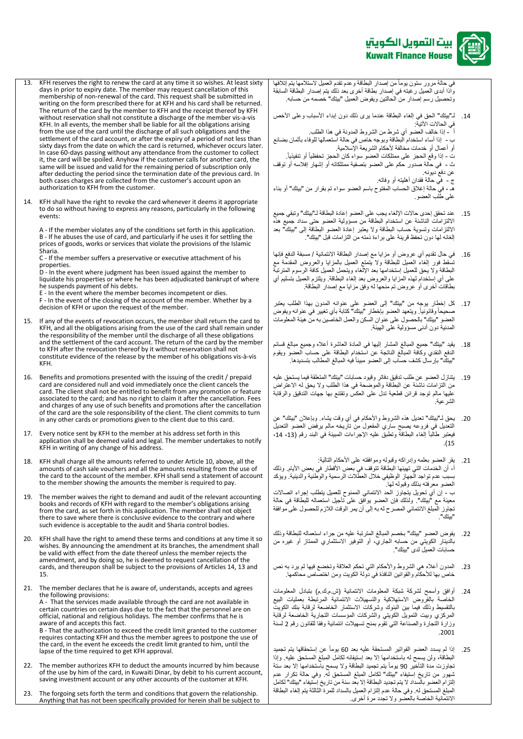13. KFH reserves the right to renew the card at any time it so wishes. At least sixty days in prior to expiry date. The member may request cancellation of this membership of non-renewal of the card. This request shall be submitted in writing on the form prescribed there for at KFH and his card shall be returned. The return of the card by the member to KFH and the receipt thereof by KFH without reservation shall not constitute a discharge of the member vis-a-vis KFH. In all events, the member shall be liable for all the obligations arising from the use of the card until the discharge of all such obligations and the settlement of the card account, or after the expiry of a period of not less than sixty days from the date on which the card is returned, whichever occurs later. In case 60-days passing without any attendance from the customer to collect it, the card will be spoiled. Anyhow if the customer calls for another card, the same will be issued and valid for the remaining period of subscription only after deducting the period since the termination date of the previous card. In both cases charges are collected from the customer's account upon an authorization to KFH from the customer.

14. KFH shall have the right to revoke the card whenever it deems it appropriate to do so without having to express any reasons, particularly in the following events:

    A - If the member violates any of the conditions set forth in this application.
    B - If he abuses the use of card, and particularly if he uses it for settling the prices of goods, works or services that violate the provisions of the Islamic Sharia.
    C - If the member suffers a preservative or executive attachment of his properties.
    D - In the event where judgment has been issued against the member to liquidate his properties or where he has been adjudicated bankrupt of where he suspends payment of his debts.
    E - In the event where the member becomes incompetent or dies.
    F - In the event of the closing of the account of the member. Whether by a decision of KFH or upon the request of the member.

15. If any of the events of revocation occurs, the member shall return the card to KFH, and all the obligations arising from the use of the card shall remain under the responsibility of the member until the discharge of all these obligations and the settlement of the card account. The return of the card by the member to KFH after the revocation thereof by it without reservation shall not constitute evidence of the release by the member of his obligations vis-à-vis KFH.

16. Benefits and promotions presented with the issuing of the credit / prepaid card are considered null and void immediately once the client cancels the card. The client shall not be entitled to benefit from any promotion or feature associated to the card; and has no right to claim it after the cancellation. Fees and charges of any use of such benefits and promotions after the cancellation of the card are the sole responsibility of the client. The client commits to turn in any other cards or promotions given to the client due to this card.

17. Every notice sent by KFH to the member at his address set forth in this application shall be deemed valid and legal. The member undertakes to notify KFH in writing of any change of his address.

18. KFH shall charge all the amounts referred to under Article 10, above, all the amounts of cash sale vouchers and all the amounts resulting from the use of the card to the account of the member. KFH shall send a statement of account to the member showing the amounts the member is required to pay.

19. The member waives the right to demand and audit of the relevant accounting books and records of KFH with regard to the member's obligations arising from the card, as set forth in this application. The member shall not object there to save where there is conclusive evidence to the contrary and where such evidence is acceptable to the audit and Sharia control bodies.

20. KFH shall have the right to amend these terms and conditions at any time it so wishes. By announcing the amendment at its branches, the amendment shall be valid with effect from the date thereof unless the member rejects the amendment, and by doing so, he is deemed to request cancellation of the cards, and thereupon shall be subject to the provisions of Articles 14, 13 and 15.

21. The member declares that he is aware of, understands, accepts and agrees the following provisions:
    A - That the services made available through the card are not available in certain countries on certain days due to the fact that the personnel are on official, national and religious holidays. The member confirms that he is aware of and accepts this fact.
    B - That the authorization to exceed the credit limit granted to the customer requires contacting KFH and thus the member agrees to postpone the use of the card, in the event he exceeds the credit limit granted to him, until the lapse of the time required to get KFH approval.

22. The member authorizes KFH to deduct the amounts incurred by him because of the use by him of the card, in Kuwaiti Dinar, by debit to his current account, saving investment account or any other accounts of the customer at KFH.

23. The forgoing sets forth the term and conditions that govern the relationship. Anything that has not been specifically provided for herein shall be subject to

في حالة مرور ستون يوماً من إصدار البطاقة وعدم تقدم العميل لاستلامها يتم إتلافها وإذا أبدى العميل رغبته في إصدار بطاقة أخرى بعد ذلك يتم إصدار البطاقة السابقة وتحصيل رسم إصدار من الحالتين ويفوض العميل "بيتك" خصمه من حسابه.

14. لـ"بيتك" الحق في إلغاء البطاقة عندما يرى ذلك دون إبداء الأسباب وعلى الأخص في الحالات الآتية:
أ - إذا خالف العضو أي شرط من الشروط المدونة في هذا الطلب.
ب - إذا أساء استخدام البطاقة وبوجه خاص في حالة استعمالها للوفاء بأثمان بضائع أو أعمال أو خدمات مخالفة لأحكام الشريعة الإسلامية.
ت - إذا وقع الحجز على ممتلكات العضو سواء كان الحجز تحفظياً أو تنفيذياً.
ث - في حالة صدور حكم على العضو بتصفية ممتلكاته أو إشهار إفلاسه أو توقف عن دفع ديونه.
ج - في حالة فقدان أهليته أو وفاته.
هـ - في حالة إغلاق الحساب المفتوح باسم العضو سواء تم بقرار من "بيتك" أو بناء على طلب العضو.

15. عند تحقق إحدى حالات الإلغاء يجب على العضو إعادة البطاقة لـ"بيتك" وتبقى جميع الالتزامات الناشئة عن استخدام البطاقة من مسؤولية العضو حتى سداد جميع هذه الالتزامات وتسوية حساب البطاقة ولا يعتبر إعادة العضو البطاقة إلى "بيتك" بعد إلغائه لها دون تحفظ قرينة على براءة ذمته من التزامات قبل "بيتك".

16. في حال تقديم أي عروض أو مزايا مع إصدار البطاقة الائتمانية / مسبقة الدفع فإنها تسقط فور إلغاء العميل للبطاقة ولا يتمتع العميل بالمزايا والعروض المقدمة مع البطاقة ولا يحق للعميل إستخدامها بعد الإلغاء ويتحمل العميل كافة الرسوم المترتبة على أي إستخدام لهذه المزايا والعروض بعد إلغاء البطاقة. ويلتزم العميل بتسليم أي بطاقات أخرى أو عروض تم منحها له وفق مزايا مع إصدار البطاقة.

17. كل إخطار يوجه من "بيتك" إلى العضو على عنوانه المدون بهذا الطلب يعتبر صحيحاً وقانونياً. ويتعهد العضو بإخطار "بيتك" كتابة بأي تغيير في عنوانه ويفوض العضو "بيتك" بالحصول على عنوان السكن والعمل الخاصين به من هيئة المعلومات المدنية دون أدنى مسؤولية على الهيئة.

18. يقيد "بيتك" جميع المبالغ المشار إليها في المادة العاشرة أعلاه وجميع مبالغ قسائم الدفع النقدي وكافة المبالغ الناتجة عن استخدام البطاقة على حساب العضو ويقوم "بيتك" بإرسال كشف حساب إلى العضو مبيناً فيه المبالغ المطالب بتسديدها.

19. يتنازل العضو عن طلب تدقيق دفاتر وقيود حسابات "بيتك" المتعلقة فيما يستحق عليه من التزامات ناشئة عن البطاقة والموضحة في هذا الطلب ولا يحق له الاعتراض عليها مالم توجد قرائن قطعية تدل على العكس وتقتنع بها جهات التدقيق والرقابة الشرعية.

20. يحق لـ"بيتك" تعديل هذه الشروط والأحكام في أي وقت يشاء. وبإعلان "بيتك" عن التعديل في فروعه يصبح ساري المفعول من تاريخه مالم يرفض العضو التعديل فيعتبر طالباً إلغاء البطاقة وتطبق عليه الإجراءات المبينة في البند رقم (13، 14، 15).

21. يقر العضو بعلمه وإدراكه وقبوله وموافقته على الأحكام التالية:
أ- أن الخدمات التي تهيئها البطاقة تتوقف في بعض الأقطار في بعض الأيام. وذلك بسبب عدم تواجد الجهاز الوظيفي خلال العطلات الرسمية والوطنية والدينية. ويؤكد العضو معرفته بذلك وقبوله لها.
ب - إن أي تحويل يتجاوز الحد الائتماني الممنوح للعميل يتطلب إجراء اتصالات معينة مع "بيتك". ولذلك فإن العضو يوافق على تأجيل استعماله للبطاقة في حالة تجاوز المبلغ الائتماني المصرح له به إلى أن يمر الوقت اللازم للحصول على موافقة "بيتك".

22. يفوض العضو "بيتك" بخصم المبالغ المترتبة عليه من جراء استعماله للبطاقة وذلك بالدينار الكويتي من حسابه الجاري، أو التوفير الاستثماري الممتاز أو غيره من حسابات العميل لدى "بيتك".

23. المدون أعلاه هي الشروط والأحكام التي تحكم العلاقة وتخضع فيها لم يرد به نص خاص بها للأحكام والقوانين النافذة في دولة الكويت ومن اختصاص محاكمها.

24. أوافق وأسمح لشركة شبكة المعلومات الائتمانية (ش.م.ك.م) بتبادل المعلومات الخاصة بالقروض الاستهلاكية والتسهيلات الائتمانية المرتبطة بعمليات البيع بالتقسيط وذلك فيما بين البنوك وشركات الاستثمار الخاضعة لرقابة بنك الكويت المركزي وبيت التمويل الكويتي والشركات المؤسسات التجارية الخاضعة لرقابة وزارة التجارة والصناعة التي تقوم بمنح تسهيلات ائتمانية وفقا للقانون رقم 2 لسنة 2001.

25. إذا لم يسدد العضو الفواتير المستحقة عليه بعد 60 يوماً عن إستحقاقها يتم تجميد البطاقة، ولن يسمح له باستخدامها إلا بعد إستيفائه لكامل المبلغ المستحق عليه. وإذا تجاوزت مدة التأخير 90 يوماً يتم تجميد البطاقة ولا يسمح باستخدامها إلا بعد ستة شهور من تاريخ إستيفاء "بيتك" لكامل المبلغ المستحق له. وفي حالة تكرار عدم إلتزام العضو بالسداد لا يتم تجديد البطاقة إلا بعد سنة من تاريخ إستيفاء "بيتك" لكامل المبلغ المستحق له. وفي حالة عدم إلتزام العميل بالسداد للمرة الثالثة يتم إلغاء البطاقة الائتمانية الخاصة بالعضو ولا تجدد مرة أخرى.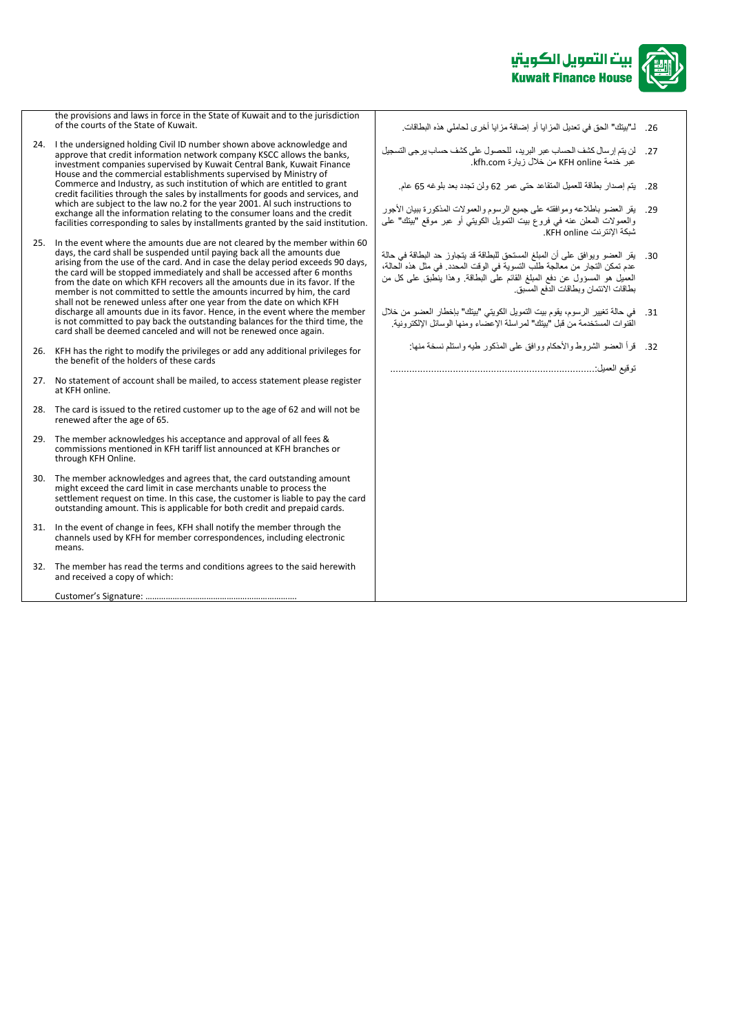the provisions and laws in force in the State of Kuwait and to the jurisdiction of the courts of the State of Kuwait.

24. I the undersigned holding Civil ID number shown above acknowledge and approve that credit information network company KSCC allows the banks, investment companies supervised by Kuwait Central Bank, Kuwait Finance House and the commercial establishments supervised by Ministry of Commerce and Industry, as such institution of which are entitled to grant credit facilities through the sales by installments for goods and services, and which are subject to the law no.2 for the year 2001. Al such instructions to exchange all the information relating to the consumer loans and the credit facilities corresponding to sales by installments granted by the said institution.

25. In the event where the amounts due are not cleared by the member within 60 days, the card shall be suspended until paying back all the amounts due arising from the use of the card. And in case the delay period exceeds 90 days, the card will be stopped immediately and shall be accessed after 6 months from the date on which KFH recovers all the amounts due in its favor. If the member is not committed to settle the amounts incurred by him, the card shall not be renewed unless after one year from the date on which KFH discharge all amounts due in its favor. Hence, in the event where the member is not committed to pay back the outstanding balances for the third time, the card shall be deemed canceled and will not be renewed once again.

26. KFH has the right to modify the privileges or add any additional privileges for the benefit of the holders of these cards

27. No statement of account shall be mailed, to access statement please register at KFH online.

28. The card is issued to the retired customer up to the age of 62 and will not be renewed after the age of 65.

29. The member acknowledges his acceptance and approval of all fees & commissions mentioned in KFH tariff list announced at KFH branches or through KFH Online.

30. The member acknowledges and agrees that, the card outstanding amount might exceed the card limit in case merchants unable to process the settlement request on time. In this case, the customer is liable to pay the card outstanding amount. This is applicable for both credit and prepaid cards.

31. In the event of change in fees, KFH shall notify the member through the channels used by KFH for member correspondences, including electronic means.

32. The member has read the terms and conditions agrees to the said herewith and received a copy of which:

Customer's Signature: ..................................................................

26. لـ"بيتك" الحق في تعديل المزايا أو إضافة مزايا أخرى لحاملي هذه البطاقات.

27. لن يتم إرسال كشف الحساب عبر البريد، للحصول على كشف حساب يرجى التسجيل عبر خدمة KFH online من خلال زيارة kfh.com.

28. يتم إصدار بطاقة للعميل المتقاعد حتى عمر 62 ولن تجدد بعد بلوغه 65 عام.

29. يقر العضو باطلاعه وموافقته على جميع الرسوم والعمولات المذكورة ببيان الأجور والعمولات المعلن عنه في فروع بيت التمويل الكويتي أو عبر موقع "بيتك" على شبكة الإنترنت KFH online.

30. يقر العضو ويوافق على أن المبلغ المستحق للبطاقة قد يتجاوز حد البطاقة في حالة عدم تمكن التجار من معالجة طلب التسوية في الوقت المحدد. في مثل هذه الحالة، العميل هو المسؤول عن دفع المبلغ القائم على البطاقة. وهذا ينطبق على كل من بطاقات الائتمان وبطاقات الدفع المسبق.

31. في حالة تغيير الرسوم، يقوم بيت التمويل الكويتي "بيتك" بإخطار العضو من خلال القنوات المستخدمة من قبل "بيتك" لمراسلة الإعضاء ومنها الوسائل الإلكترونية.

32. قرأ العضو الشروط والأحكام ووافق على المذكور طيه واستلم نسخة منها:

توقيع العميل:..................................................................